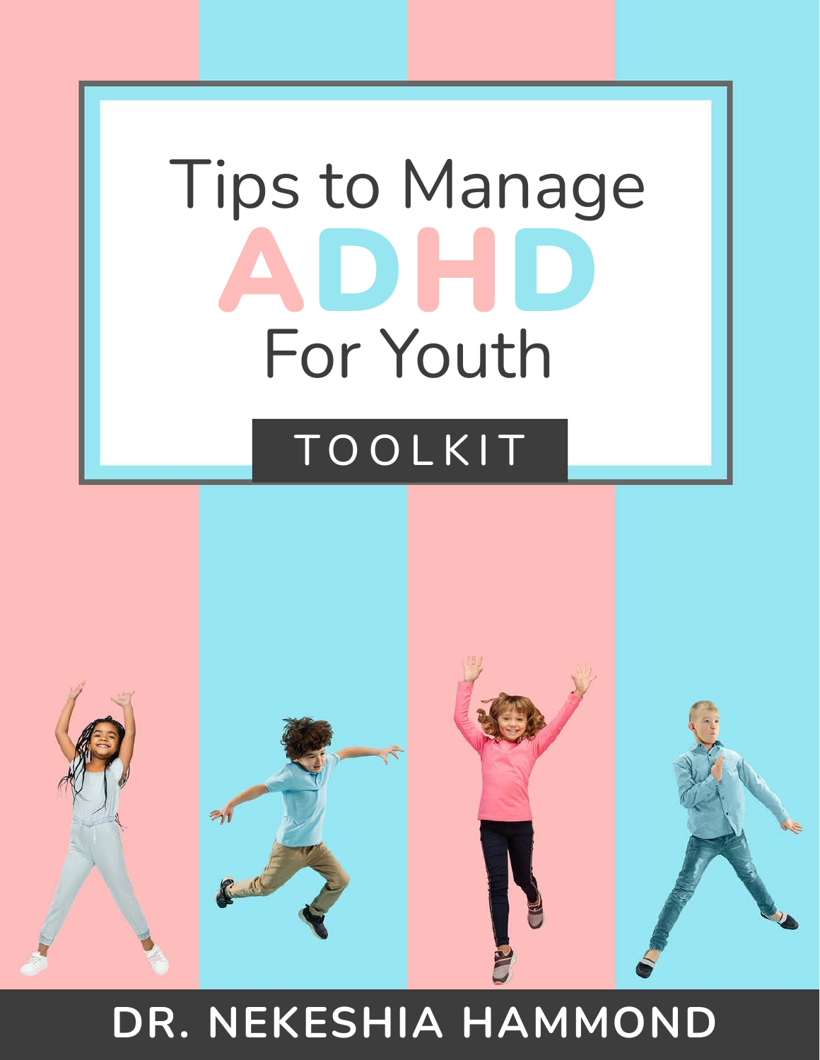# Tips to Manage ADHD For Youth

## TOOLKIT

**DR. NEKESHIA HAMMOND**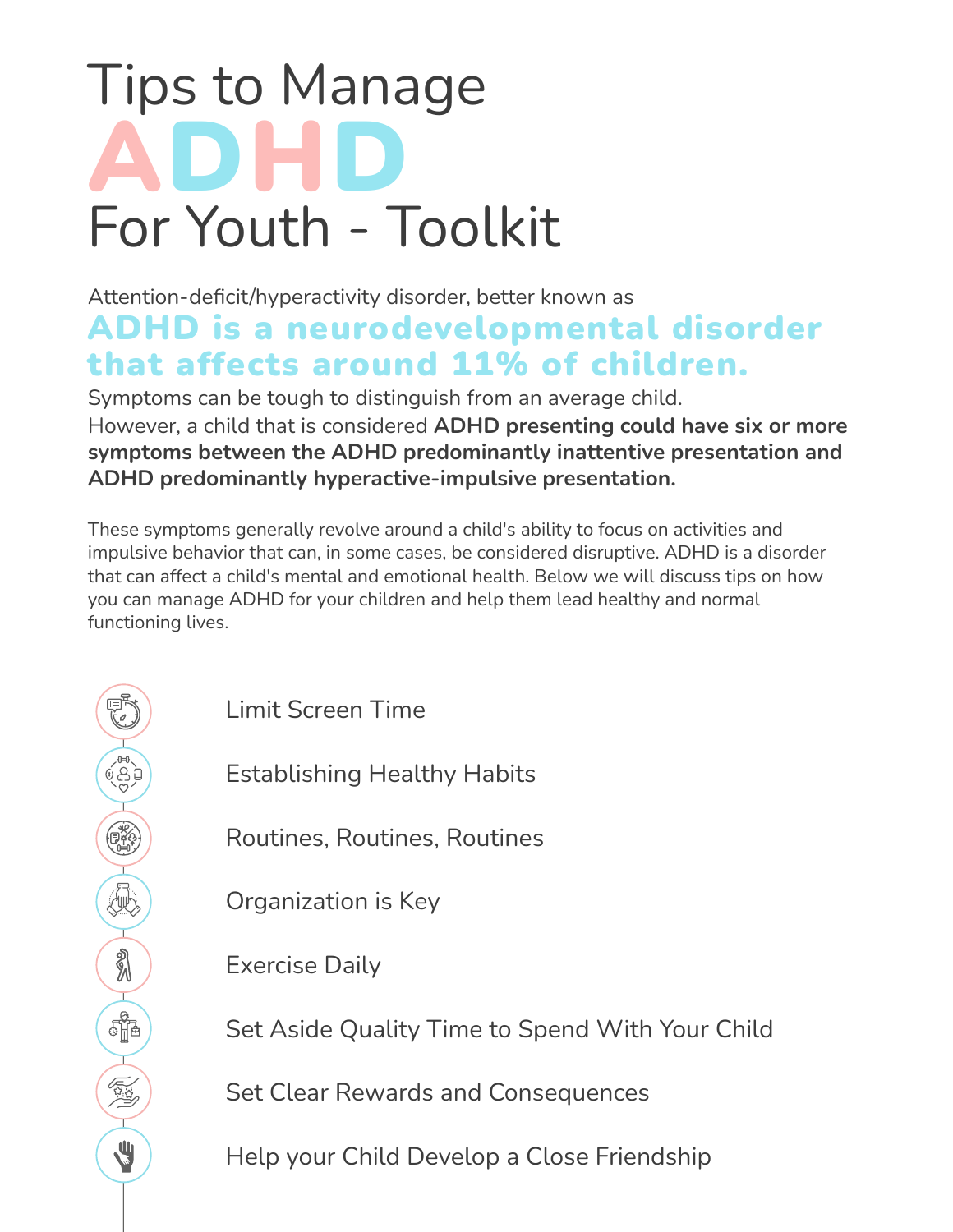# Tips to Manage ADHD For Youth - Toolkit

Attention-deficit/hyperactivity disorder, better known as

## ADHD is a neurodevelopmental disorder that affects around 11% of children.

Symptoms can be tough to distinguish from an average child. However, a child that is considered **ADHD presenting could have six or more symptoms between the ADHD predominantly inattentive presentation and ADHD predominantly hyperactive-impulsive presentation.**

These symptoms generally revolve around a child's ability to focus on activities and impulsive behavior that can, in some cases, be considered disruptive. ADHD is a disorder that can affect a child's mental and emotional health. Below we will discuss tips on how you can manage ADHD for your children and help them lead healthy and normal functioning lives.

- Limit Screen Time
- Establishing Healthy Habits
- Routines, Routines, Routines
- Organization is Key
- Exercise Daily
- Set Aside Quality Time to Spend With Your Child
- Set Clear Rewards and Consequences
- Help your Child Develop a Close Friendship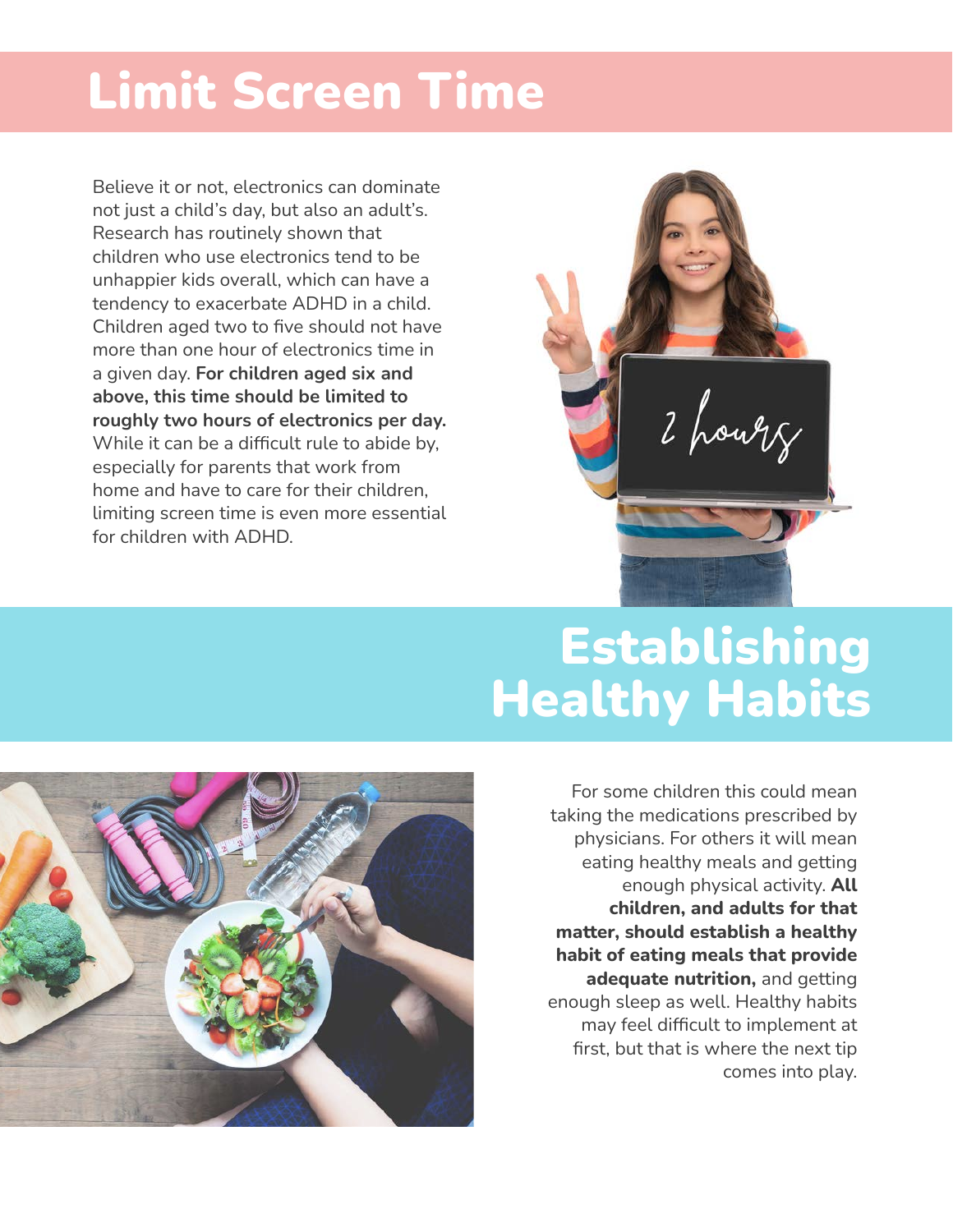# Limit Screen Time

Believe it or not, electronics can dominate not just a child's day, but also an adult's. Research has routinely shown that children who use electronics tend to be unhappier kids overall, which can have a tendency to exacerbate ADHD in a child. Children aged two to five should not have more than one hour of electronics time in a given day. **For children aged six and above, this time should be limited to roughly two hours of electronics per day.** While it can be a difficult rule to abide by, especially for parents that work from home and have to care for their children, limiting screen time is even more essential for children with ADHD.

# Establishing Healthy Habits

For some children this could mean taking the medications prescribed by physicians. For others it will mean eating healthy meals and getting enough physical activity. **All children, and adults for that matter, should establish a healthy habit of eating meals that provide adequate nutrition,** and getting enough sleep as well. Healthy habits may feel difficult to implement at first, but that is where the next tip comes into play.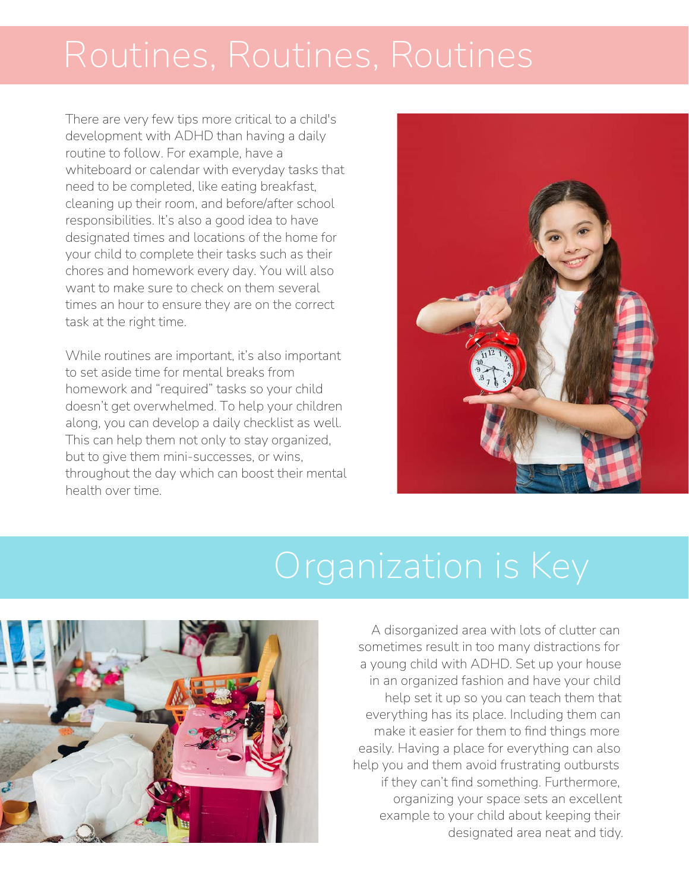# Routines, Routines, Routines

There are very few tips more critical to a child's development with ADHD than having a daily routine to follow. For example, have a whiteboard or calendar with everyday tasks that need to be completed, like eating breakfast, cleaning up their room, and before/after school responsibilities. It's also a good idea to have designated times and locations of the home for your child to complete their tasks such as their chores and homework every day. You will also want to make sure to check on them several times an hour to ensure they are on the correct task at the right time.

While routines are important, it's also important to set aside time for mental breaks from homework and "required" tasks so your child doesn't get overwhelmed. To help your children along, you can develop a daily checklist as well. This can help them not only to stay organized, but to give them mini-successes, or wins, throughout the day which can boost their mental health over time.

# Organization is Key

A disorganized area with lots of clutter can sometimes result in too many distractions for a young child with ADHD. Set up your house in an organized fashion and have your child help set it up so you can teach them that everything has its place. Including them can make it easier for them to find things more easily. Having a place for everything can also help you and them avoid frustrating outbursts if they can't find something. Furthermore, organizing your space sets an excellent example to your child about keeping their designated area neat and tidy.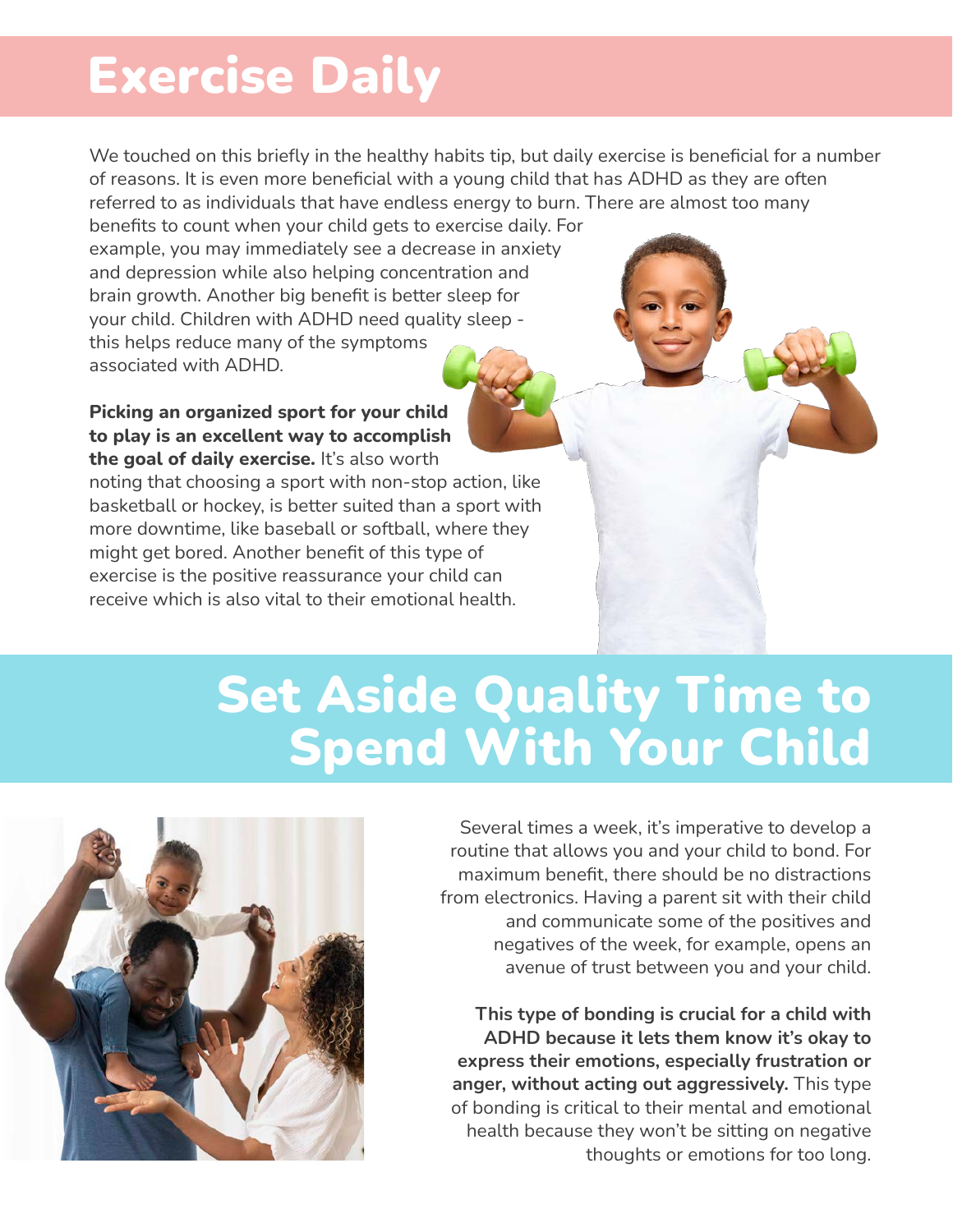# Exercise Daily

We touched on this briefly in the healthy habits tip, but daily exercise is beneficial for a number of reasons. It is even more beneficial with a young child that has ADHD as they are often referred to as individuals that have endless energy to burn. There are almost too many benefits to count when your child gets to exercise daily. For example, you may immediately see a decrease in anxiety and depression while also helping concentration and brain growth. Another big benefit is better sleep for your child. Children with ADHD need quality sleep - this helps reduce many of the symptoms associated with ADHD.

**Picking an organized sport for your child to play is an excellent way to accomplish the goal of daily exercise.** It's also worth noting that choosing a sport with non-stop action, like basketball or hockey, is better suited than a sport with more downtime, like baseball or softball, where they might get bored. Another benefit of this type of exercise is the positive reassurance your child can receive which is also vital to their emotional health.

# Set Aside Quality Time to Spend With Your Child

Several times a week, it's imperative to develop a routine that allows you and your child to bond. For maximum benefit, there should be no distractions from electronics. Having a parent sit with their child and communicate some of the positives and negatives of the week, for example, opens an avenue of trust between you and your child.

**This type of bonding is crucial for a child with ADHD because it lets them know it's okay to express their emotions, especially frustration or anger, without acting out aggressively.** This type of bonding is critical to their mental and emotional health because they won't be sitting on negative thoughts or emotions for too long.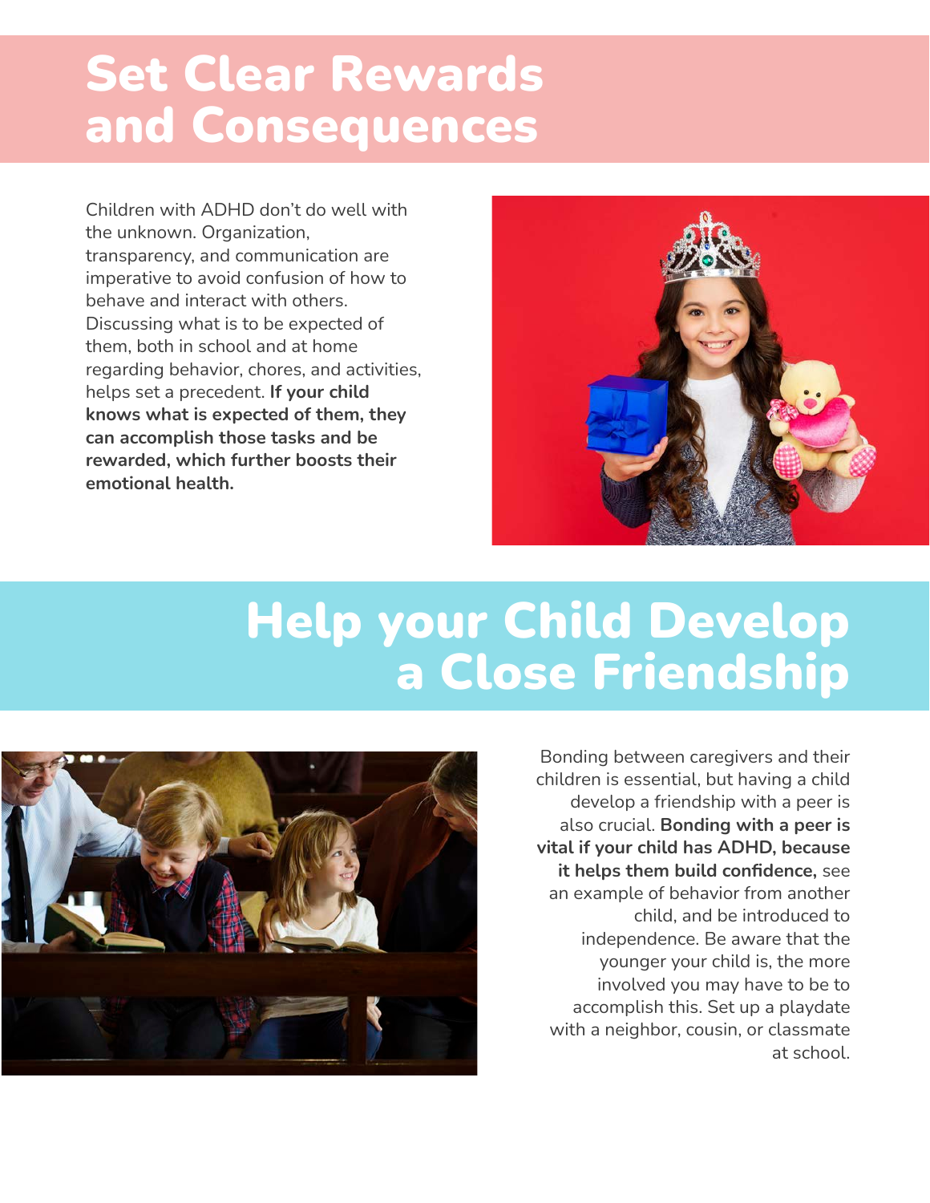# Set Clear Rewards and Consequences

Children with ADHD don't do well with the unknown. Organization, transparency, and communication are imperative to avoid confusion of how to behave and interact with others. Discussing what is to be expected of them, both in school and at home regarding behavior, chores, and activities, helps set a precedent. **If your child knows what is expected of them, they can accomplish those tasks and be rewarded, which further boosts their emotional health.**

# Help your Child Develop a Close Friendship

Bonding between caregivers and their children is essential, but having a child develop a friendship with a peer is also crucial. **Bonding with a peer is vital if your child has ADHD, because it helps them build confidence,** see an example of behavior from another child, and be introduced to independence. Be aware that the younger your child is, the more involved you may have to be to accomplish this. Set up a playdate with a neighbor, cousin, or classmate at school.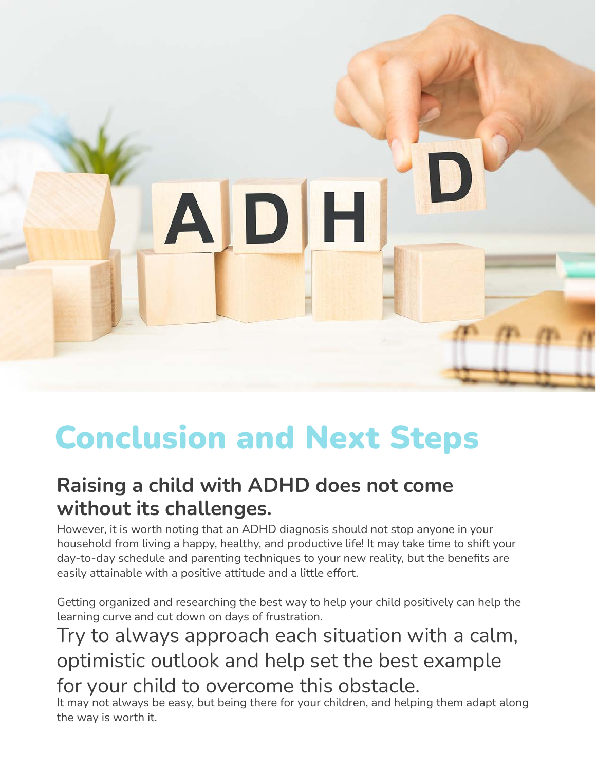# Conclusion and Next Steps

## Raising a child with ADHD does not come without its challenges.

However, it is worth noting that an ADHD diagnosis should not stop anyone in your household from living a happy, healthy, and productive life! It may take time to shift your day-to-day schedule and parenting techniques to your new reality, but the benefits are easily attainable with a positive attitude and a little effort.

Getting organized and researching the best way to help your child positively can help the learning curve and cut down on days of frustration.

### Try to always approach each situation with a calm, optimistic outlook and help set the best example for your child to overcome this obstacle.

It may not always be easy, but being there for your children, and helping them adapt along the way is worth it.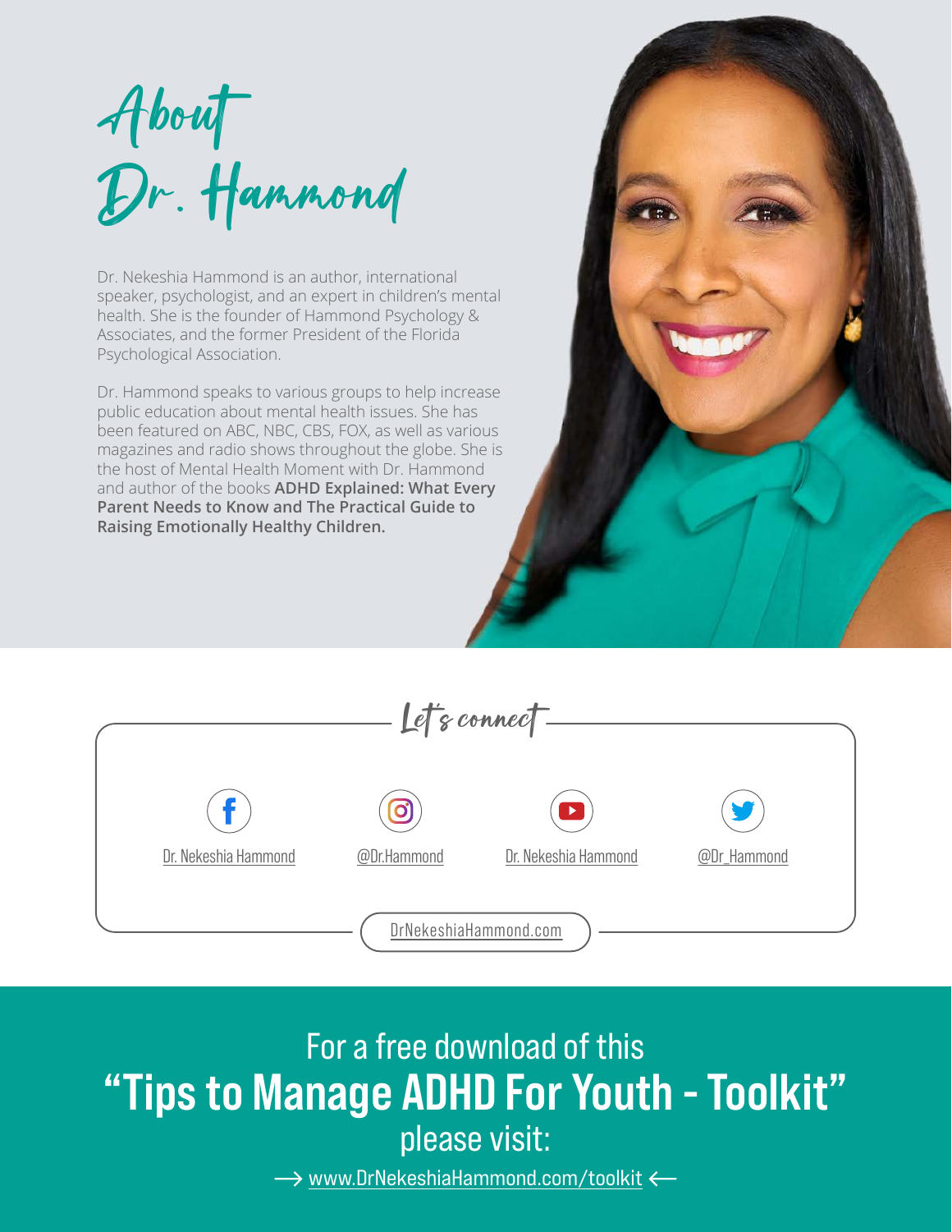# About Dr. Hammond

Dr. Nekeshia Hammond is an author, international speaker, psychologist, and an expert in children's mental health. She is the founder of Hammond Psychology & Associates, and the former President of the Florida Psychological Association.

Dr. Hammond speaks to various groups to help increase public education about mental health issues. She has been featured on ABC, NBC, CBS, FOX, as well as various magazines and radio shows throughout the globe. She is the host of Mental Health Moment with Dr. Hammond and author of the books **ADHD Explained: What Every Parent Needs to Know and The Practical Guide to Raising Emotionally Healthy Children.**

## Let's connect

Dr. Nekeshia Hammond

@Dr.Hammond

Dr. Nekeshia Hammond

@Dr_Hammond

DrNekeshiaHammond.com

For a free download of this

**"Tips to Manage ADHD For Youth - Toolkit"**

please visit:

→ www.DrNekeshiaHammond.com/toolkit ←